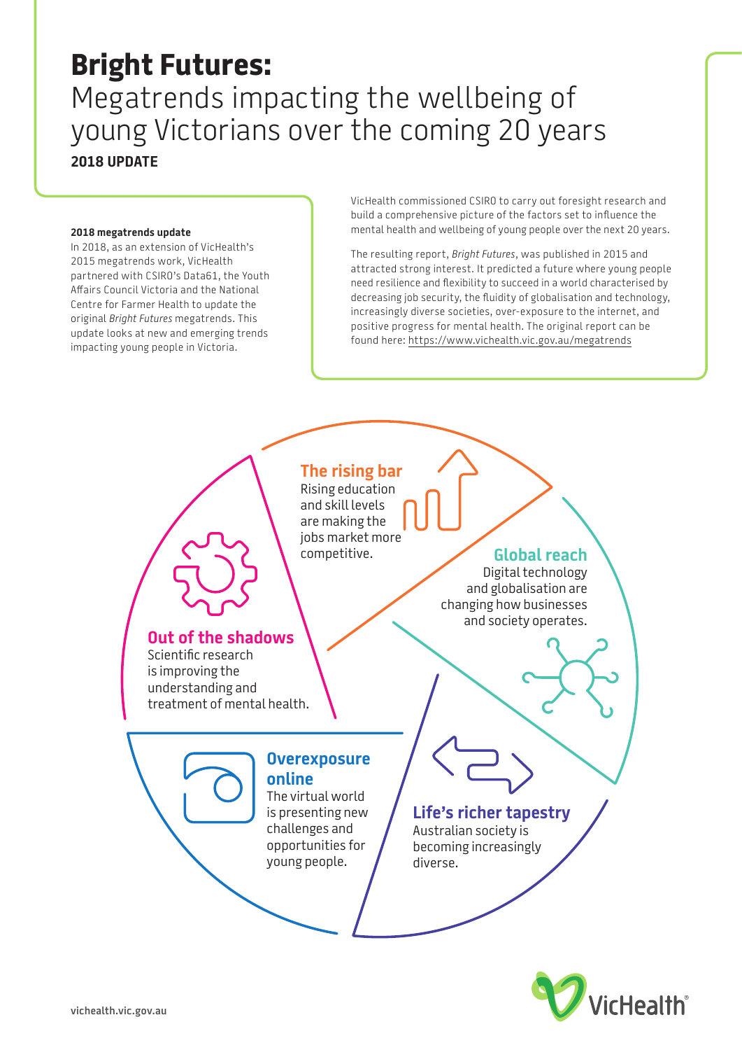# Bright Futures:

## Megatrends impacting the wellbeing of young Victorians over the coming 20 years

**2018 UPDATE**

**2018 megatrends update**

In 2018, as an extension of VicHealth's 2015 megatrends work, VicHealth partnered with CSIRO's Data61, the Youth Affairs Council Victoria and the National Centre for Farmer Health to update the original *Bright Futures* megatrends. This update looks at new and emerging trends impacting young people in Victoria.

VicHealth commissioned CSIRO to carry out foresight research and build a comprehensive picture of the factors set to influence the mental health and wellbeing of young people over the next 20 years.

The resulting report, *Bright Futures*, was published in 2015 and attracted strong interest. It predicted a future where young people need resilience and flexibility to succeed in a world characterised by decreasing job security, the fluidity of globalisation and technology, increasingly diverse societies, over-exposure to the internet, and positive progress for mental health. The original report can be found here: https://www.vichealth.vic.gov.au/megatrends

### The rising bar

Rising education and skill levels are making the jobs market more competitive.

### Global reach

Digital technology and globalisation are changing how businesses and society operates.

### Life's richer tapestry

Australian society is becoming increasingly diverse.

### Overexposure online

The virtual world is presenting new challenges and opportunities for young people.

### Out of the shadows

Scientific research is improving the understanding and treatment of mental health.

vichealth.vic.gov.au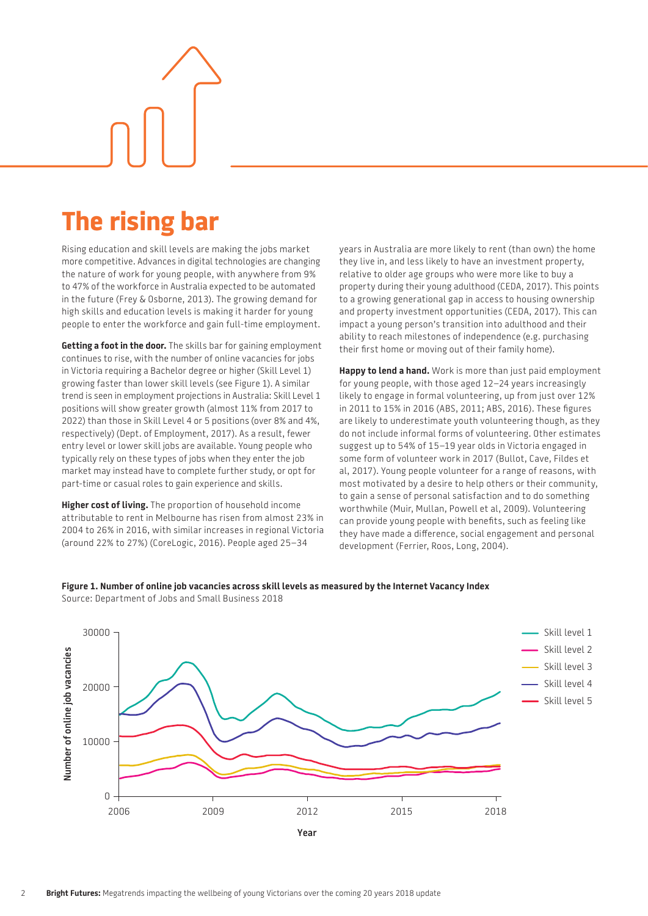# The rising bar

Rising education and skill levels are making the jobs market more competitive. Advances in digital technologies are changing the nature of work for young people, with anywhere from 9% to 47% of the workforce in Australia expected to be automated in the future (Frey & Osborne, 2013). The growing demand for high skills and education levels is making it harder for young people to enter the workforce and gain full-time employment.

**Getting a foot in the door.** The skills bar for gaining employment continues to rise, with the number of online vacancies for jobs in Victoria requiring a Bachelor degree or higher (Skill Level 1) growing faster than lower skill levels (see Figure 1). A similar trend is seen in employment projections in Australia: Skill Level 1 positions will show greater growth (almost 11% from 2017 to 2022) than those in Skill Level 4 or 5 positions (over 8% and 4%, respectively) (Dept. of Employment, 2017). As a result, fewer entry level or lower skill jobs are available. Young people who typically rely on these types of jobs when they enter the job market may instead have to complete further study, or opt for part-time or casual roles to gain experience and skills.

**Higher cost of living.** The proportion of household income attributable to rent in Melbourne has risen from almost 23% in 2004 to 26% in 2016, with similar increases in regional Victoria (around 22% to 27%) (CoreLogic, 2016). People aged 25–34 years in Australia are more likely to rent (than own) the home they live in, and less likely to have an investment property, relative to older age groups who were more like to buy a property during their young adulthood (CEDA, 2017). This points to a growing generational gap in access to housing ownership and property investment opportunities (CEDA, 2017). This can impact a young person's transition into adulthood and their ability to reach milestones of independence (e.g. purchasing their first home or moving out of their family home).

**Happy to lend a hand.** Work is more than just paid employment for young people, with those aged 12–24 years increasingly likely to engage in formal volunteering, up from just over 12% in 2011 to 15% in 2016 (ABS, 2011; ABS, 2016). These figures are likely to underestimate youth volunteering though, as they do not include informal forms of volunteering. Other estimates suggest up to 54% of 15–19 year olds in Victoria engaged in some form of volunteer work in 2017 (Bullot, Cave, Fildes et al, 2017). Young people volunteer for a range of reasons, with most motivated by a desire to help others or their community, to gain a sense of personal satisfaction and to do something worthwhile (Muir, Mullan, Powell et al, 2009). Volunteering can provide young people with benefits, such as feeling like they have made a difference, social engagement and personal development (Ferrier, Roos, Long, 2004).

**Figure 1. Number of online job vacancies across skill levels as measured by the Internet Vacancy Index**
Source: Department of Jobs and Small Business 2018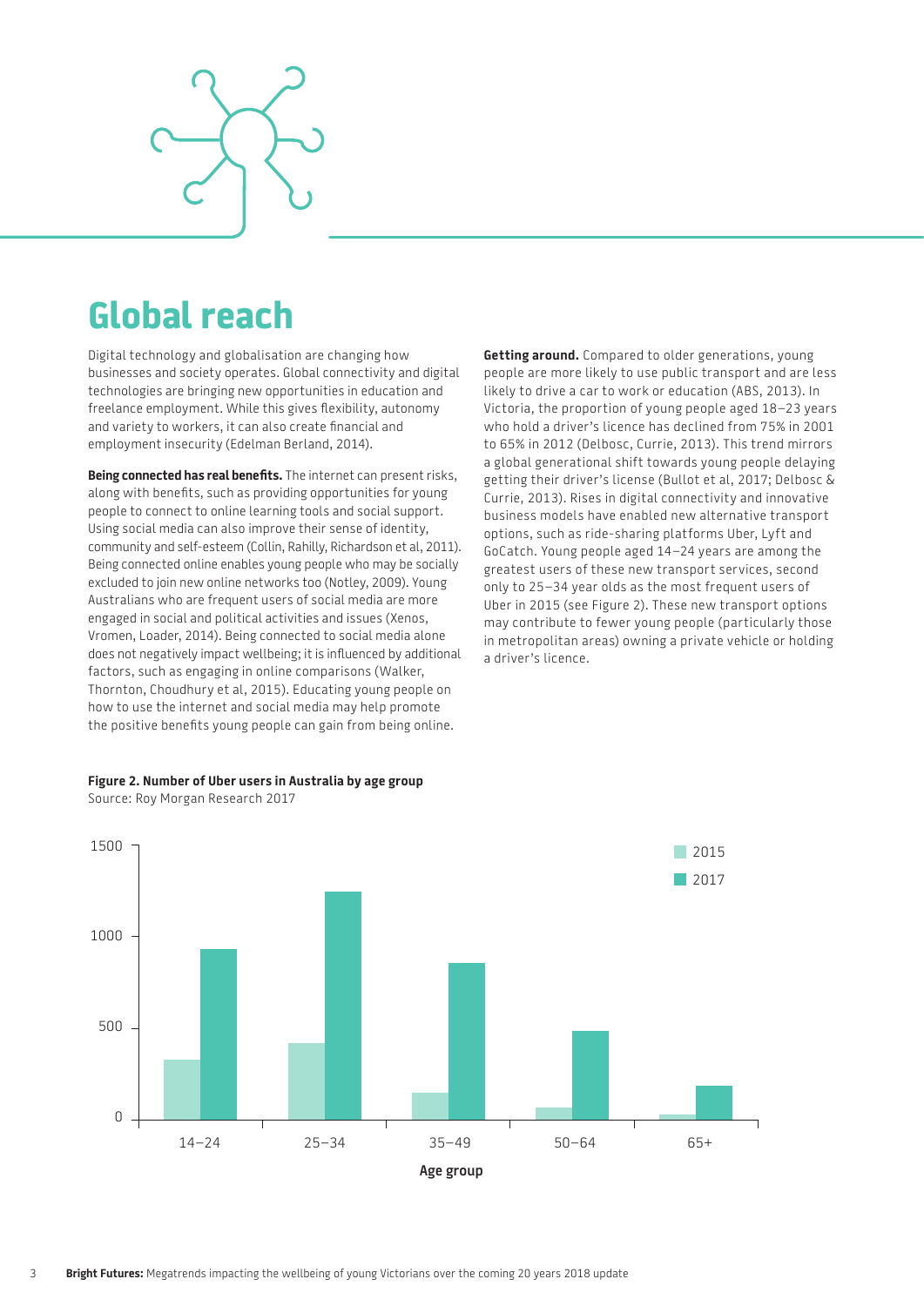# Global reach

Digital technology and globalisation are changing how businesses and society operates. Global connectivity and digital technologies are bringing new opportunities in education and freelance employment. While this gives flexibility, autonomy and variety to workers, it can also create financial and employment insecurity (Edelman Berland, 2014).

**Being connected has real benefits.** The internet can present risks, along with benefits, such as providing opportunities for young people to connect to online learning tools and social support. Using social media can also improve their sense of identity, community and self-esteem (Collin, Rahilly, Richardson et al, 2011). Being connected online enables young people who may be socially excluded to join new online networks too (Notley, 2009). Young Australians who are frequent users of social media are more engaged in social and political activities and issues (Xenos, Vromen, Loader, 2014). Being connected to social media alone does not negatively impact wellbeing; it is influenced by additional factors, such as engaging in online comparisons (Walker, Thornton, Choudhury et al, 2015). Educating young people on how to use the internet and social media may help promote the positive benefits young people can gain from being online.

**Getting around.** Compared to older generations, young people are more likely to use public transport and are less likely to drive a car to work or education (ABS, 2013). In Victoria, the proportion of young people aged 18–23 years who hold a driver's licence has declined from 75% in 2001 to 65% in 2012 (Delbosc, Currie, 2013). This trend mirrors a global generational shift towards young people delaying getting their driver's license (Bullot et al, 2017; Delbosc & Currie, 2013). Rises in digital connectivity and innovative business models have enabled new alternative transport options, such as ride-sharing platforms Uber, Lyft and GoCatch. Young people aged 14–24 years are among the greatest users of these new transport services, second only to 25–34 year olds as the most frequent users of Uber in 2015 (see Figure 2). These new transport options may contribute to fewer young people (particularly those in metropolitan areas) owning a private vehicle or holding a driver's licence.

**Figure 2. Number of Uber users in Australia by age group**
Source: Roy Morgan Research 2017

| Age group | 2015 | 2017 |
|---|---|---|
| 14–24 | ~330 | ~930 |
| 25–34 | ~420 | ~1250 |
| 35–49 | ~150 | ~860 |
| 50–64 | ~70 | ~490 |
| 65+ | ~30 | ~190 |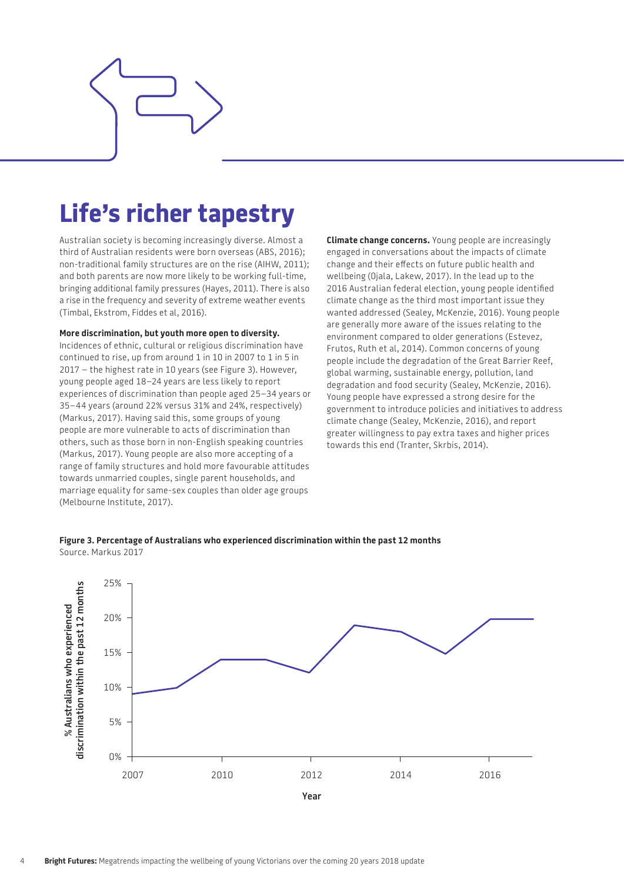# Life's richer tapestry

Australian society is becoming increasingly diverse. Almost a third of Australian residents were born overseas (ABS, 2016); non-traditional family structures are on the rise (AIHW, 2011); and both parents are now more likely to be working full-time, bringing additional family pressures (Hayes, 2011). There is also a rise in the frequency and severity of extreme weather events (Timbal, Ekstrom, Fiddes et al, 2016).

**More discrimination, but youth more open to diversity.** Incidences of ethnic, cultural or religious discrimination have continued to rise, up from around 1 in 10 in 2007 to 1 in 5 in 2017 – the highest rate in 10 years (see Figure 3). However, young people aged 18–24 years are less likely to report experiences of discrimination than people aged 25–34 years or 35–44 years (around 22% versus 31% and 24%, respectively) (Markus, 2017). Having said this, some groups of young people are more vulnerable to acts of discrimination than others, such as those born in non-English speaking countries (Markus, 2017). Young people are also more accepting of a range of family structures and hold more favourable attitudes towards unmarried couples, single parent households, and marriage equality for same-sex couples than older age groups (Melbourne Institute, 2017).

**Climate change concerns.** Young people are increasingly engaged in conversations about the impacts of climate change and their effects on future public health and wellbeing (Ojala, Lakew, 2017). In the lead up to the 2016 Australian federal election, young people identified climate change as the third most important issue they wanted addressed (Sealey, McKenzie, 2016). Young people are generally more aware of the issues relating to the environment compared to older generations (Estevez, Frutos, Ruth et al, 2014). Common concerns of young people include the degradation of the Great Barrier Reef, global warming, sustainable energy, pollution, land degradation and food security (Sealey, McKenzie, 2016). Young people have expressed a strong desire for the government to introduce policies and initiatives to address climate change (Sealey, McKenzie, 2016), and report greater willingness to pay extra taxes and higher prices towards this end (Tranter, Skrbis, 2014).

**Figure 3. Percentage of Australians who experienced discrimination within the past 12 months**
Source. Markus 2017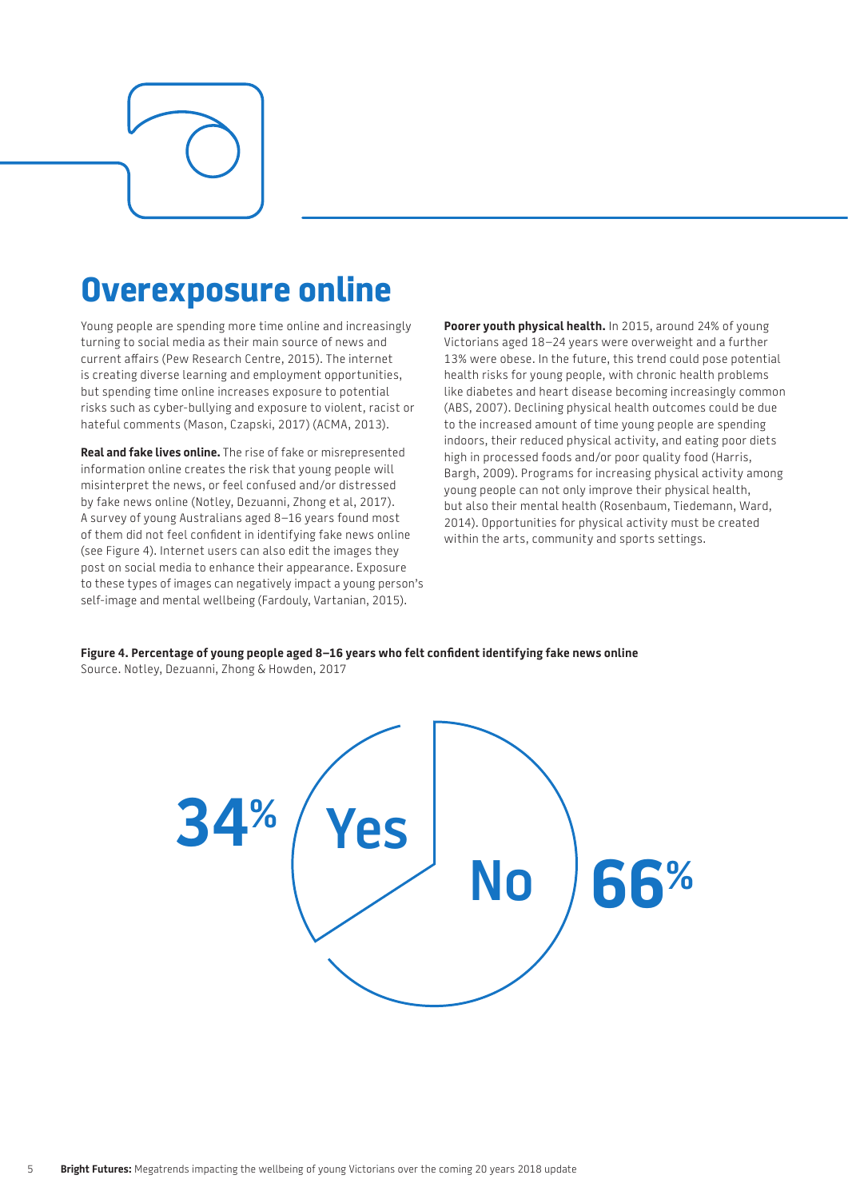# Overexposure online

Young people are spending more time online and increasingly turning to social media as their main source of news and current affairs (Pew Research Centre, 2015). The internet is creating diverse learning and employment opportunities, but spending time online increases exposure to potential risks such as cyber-bullying and exposure to violent, racist or hateful comments (Mason, Czapski, 2017) (ACMA, 2013).

**Real and fake lives online.** The rise of fake or misrepresented information online creates the risk that young people will misinterpret the news, or feel confused and/or distressed by fake news online (Notley, Dezuanni, Zhong et al, 2017). A survey of young Australians aged 8–16 years found most of them did not feel confident in identifying fake news online (see Figure 4). Internet users can also edit the images they post on social media to enhance their appearance. Exposure to these types of images can negatively impact a young person's self-image and mental wellbeing (Fardouly, Vartanian, 2015).

**Poorer youth physical health.** In 2015, around 24% of young Victorians aged 18–24 years were overweight and a further 13% were obese. In the future, this trend could pose potential health risks for young people, with chronic health problems like diabetes and heart disease becoming increasingly common (ABS, 2007). Declining physical health outcomes could be due to the increased amount of time young people are spending indoors, their reduced physical activity, and eating poor diets high in processed foods and/or poor quality food (Harris, Bargh, 2009). Programs for increasing physical activity among young people can not only improve their physical health, but also their mental health (Rosenbaum, Tiedemann, Ward, 2014). Opportunities for physical activity must be created within the arts, community and sports settings.

**Figure 4. Percentage of young people aged 8–16 years who felt confident identifying fake news online**
Source. Notley, Dezuanni, Zhong & Howden, 2017

| Response | Percentage |
|---|---|
| Yes | 34% |
| No | 66% |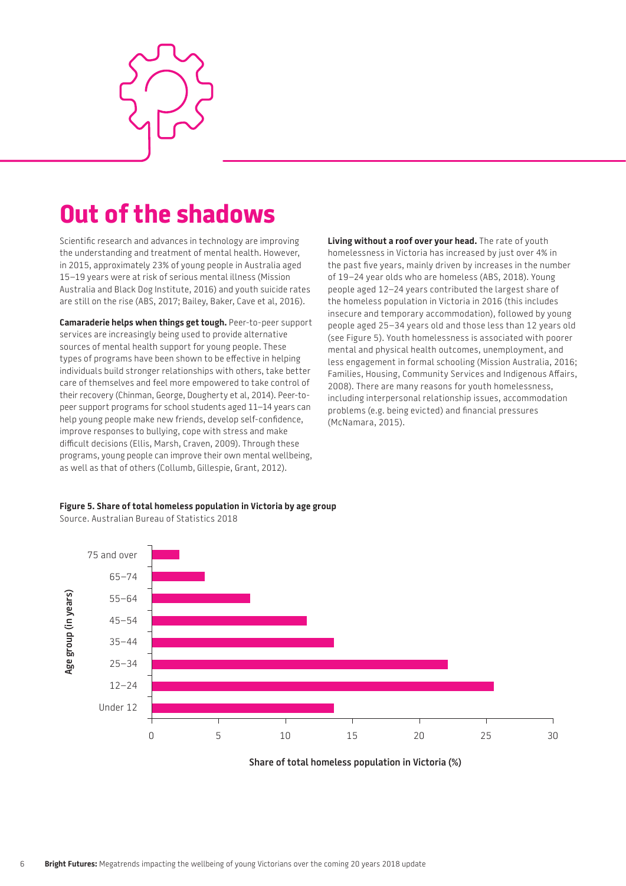# Out of the shadows

Scientific research and advances in technology are improving the understanding and treatment of mental health. However, in 2015, approximately 23% of young people in Australia aged 15–19 years were at risk of serious mental illness (Mission Australia and Black Dog Institute, 2016) and youth suicide rates are still on the rise (ABS, 2017; Bailey, Baker, Cave et al, 2016).

**Camaraderie helps when things get tough.** Peer-to-peer support services are increasingly being used to provide alternative sources of mental health support for young people. These types of programs have been shown to be effective in helping individuals build stronger relationships with others, take better care of themselves and feel more empowered to take control of their recovery (Chinman, George, Dougherty et al, 2014). Peer-to-peer support programs for school students aged 11–14 years can help young people make new friends, develop self-confidence, improve responses to bullying, cope with stress and make difficult decisions (Ellis, Marsh, Craven, 2009). Through these programs, young people can improve their own mental wellbeing, as well as that of others (Collumb, Gillespie, Grant, 2012).

**Living without a roof over your head.** The rate of youth homelessness in Victoria has increased by just over 4% in the past five years, mainly driven by increases in the number of 19–24 year olds who are homeless (ABS, 2018). Young people aged 12–24 years contributed the largest share of the homeless population in Victoria in 2016 (this includes insecure and temporary accommodation), followed by young people aged 25–34 years old and those less than 12 years old (see Figure 5). Youth homelessness is associated with poorer mental and physical health outcomes, unemployment, and less engagement in formal schooling (Mission Australia, 2016; Families, Housing, Community Services and Indigenous Affairs, 2008). There are many reasons for youth homelessness, including interpersonal relationship issues, accommodation problems (e.g. being evicted) and financial pressures (McNamara, 2015).

**Figure 5. Share of total homeless population in Victoria by age group**

Source. Australian Bureau of Statistics 2018

| Age group (in years) | Share of total homeless population in Victoria (%) (approx.) |
|---|---|
| 75 and over | 2 |
| 65–74 | 4 |
| 55–64 | 7.4 |
| 45–54 | 11.6 |
| 35–44 | 13.6 |
| 25–34 | 22.1 |
| 12–24 | 25.6 |
| Under 12 | 13.6 |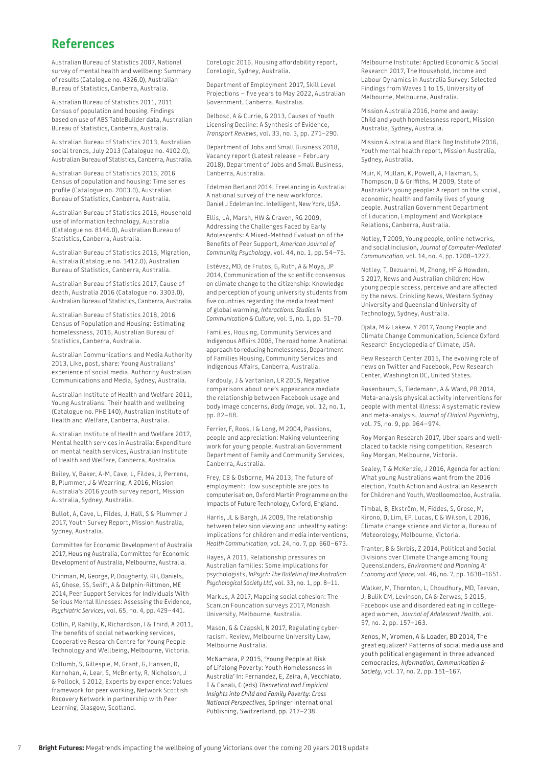## References

Australian Bureau of Statistics 2007, National survey of mental health and wellbeing: Summary of results (Catalogue no. 4326.0), Australian Bureau of Statistics, Canberra, Australia.

Australian Bureau of Statistics 2011, 2011 Census of population and housing. Findings based on use of ABS TableBuilder data, Australian Bureau of Statistics, Canberra, Australia.

Australian Bureau of Statistics 2013, Australian social trends, July 2013 (Catalogue no. 4102.0), Australian Bureau of Statistics, Canberra, Australia.

Australian Bureau of Statistics 2016, 2016 Census of population and housing: Time series profile (Catalogue no. 2003.0), Australian Bureau of Statistics, Canberra, Australia.

Australian Bureau of Statistics 2016, Household use of information technology, Australia (Catalogue no. 8146.0), Australian Bureau of Statistics, Canberra, Australia.

Australian Bureau of Statistics 2016, Migration, Australia (Catalogue no. 3412.0), Australian Bureau of Statistics, Canberra, Australia.

Australian Bureau of Statistics 2017, Cause of death, Australia 2016 (Catalogue no. 3303.0), Australian Bureau of Statistics, Canberra, Australia.

Australian Bureau of Statistics 2018, 2016 Census of Population and Housing: Estimating homelessness, 2016, Australian Bureau of Statistics, Canberra, Australia.

Australian Communications and Media Authority 2013, Like, post, share: Young Australians' experience of social media, Authority Australian Communications and Media, Sydney, Australia.

Australian Institute of Health and Welfare 2011, Young Australians: Their health and wellbeing (Catalogue no. PHE 140), Australian Institute of Health and Welfare, Canberra, Australia.

Australian Institute of Health and Welfare 2017, Mental health services in Australia: Expenditure on mental health services, Australian Institute of Health and Welfare, Canberra, Australia.

Bailey, V, Baker, A-M, Cave, L, Fildes, J, Perrens, B, Plummer, J & Wearring, A 2016, Mission Australia's 2016 youth survey report, Mission Australia, Sydney, Australia.

Bullot, A, Cave, L, Fildes, J, Hall, S & Plummer J 2017, Youth Survey Report, Mission Australia, Sydney, Australia.

Committee for Economic Development of Australia 2017, Housing Australia, Committee for Economic Development of Australia, Melbourne, Australia.

Chinman, M, George, P, Dougherty, RH, Daniels, AS, Ghose, SS, Swift, A & Delphin-Rittmon, ME 2014, Peer Support Services for Individuals With Serious Mental Illnesses: Assessing the Evidence, *Psychiatric Services*, vol. 65, no. 4, pp. 429–441.

Collin, P, Rahilly, K, Richardson, I & Third, A 2011, The benefits of social networking services, Cooperative Research Centre for Young People Technology and Wellbeing, Melbourne, Victoria.

Collumb, S, Gillespie, M, Grant, G, Hansen, D, Kernohan, A, Lear, S, McBrierty, R, Nicholson, J & Pollock, S 2012, Experts by experience: Values framework for peer working, Network Scottish Recovery Network in partnership with Peer Learning, Glasgow, Scotland.

CoreLogic 2016, Housing affordability report, CoreLogic, Sydney, Australia.

Department of Employment 2017, Skill Level Projections – five years to May 2022, Australian Government, Canberra, Australia.

Delbosc, A & Currie, G 2013, Causes of Youth Licensing Decline: A Synthesis of Evidence, *Transport Reviews*, vol. 33, no. 3, pp. 271–290.

Department of Jobs and Small Business 2018, Vacancy report (Latest release – February 2018), Department of Jobs and Small Business, Canberra, Australia.

Edelman Berland 2014, Freelancing in Australia: A national survey of the new workforce. Daniel J Edelman Inc. Intelligent, New York, USA.

Ellis, LA, Marsh, HW & Craven, RG 2009, Addressing the Challenges Faced by Early Adolescents: A Mixed-Method Evaluation of the Benefits of Peer Support, *American Journal of Community Psychology*, vol. 44, no. 1, pp. 54–75.

Estévez, MD, de Frutos, G, Ruth, A & Moya, JP 2014, Communication of the scientific consensus on climate change to the citizenship: Knowledge and perception of young university students from five countries regarding the media treatment of global warming, *Interactions: Studies in Communication & Culture*, vol. 5, no. 1, pp. 51–70.

Families, Housing, Community Services and Indigenous Affairs 2008, The road home: A national approach to reducing homelessness, Department of Families Housing, Community Services and Indigenous Affairs, Canberra, Australia.

Fardouly, J & Vartanian, LR 2015, Negative comparisons about one's appearance mediate the relationship between Facebook usage and body image concerns, *Body Image*, vol. 12, no. 1, pp. 82–88.

Ferrier, F, Roos, I & Long, M 2004, Passions, people and appreciation: Making volunteering work for young people, Australian Government Department of Family and Community Services, Canberra, Australia.

Frey, CB & Osborne, MA 2013, The future of employment: How susceptible are jobs to computerisation, Oxford Martin Programme on the Impacts of Future Technology, Oxford, England.

Harris, JL & Bargh, JA 2009, The relationship between television viewing and unhealthy eating: Implications for children and media interventions, *Health Communication*, vol. 24, no. 7, pp. 660–673.

Hayes, A 2011, Relationship pressures on Australian families: Some implications for psychologists, *InPsych: The Bulletin of the Australian Psychological Society Ltd*, vol. 33, no. 1, pp. 8–11.

Markus, A 2017, Mapping social cohesion: The Scanlon Foundation surveys 2017, Monash University, Melbourne, Australia.

Mason, G & Czapski, N 2017, Regulating cyber-racism. Review, Melbourne University Law, Melbourne Australia.

McNamara, P 2015, 'Young People at Risk of Lifelong Poverty: Youth Homelessness in Australia' In: Fernandez, E, Zeira, A, Vecchiato, T & Canali, C (eds) *Theoretical and Empirical Insights into Child and Family Poverty: Cross National Perspectives,* Springer International Publishing, Switzerland, pp. 217–238.

Melbourne Institute: Applied Economic & Social Research 2017, The Household, Income and Labour Dynamics in Australia Survey: Selected Findings from Waves 1 to 15, University of Melbourne, Melbourne, Australia.

Mission Australia 2016, Home and away: Child and youth homelessness report, Mission Australia, Sydney, Australia.

Mission Australia and Black Dog Institute 2016, Youth mental health report, Mission Australia, Sydney, Australia.

Muir, K, Mullan, K, Powell, A, Flaxman, S, Thompson, D & Griffiths, M 2009, State of Australia's young people: A report on the social, economic, health and family lives of young people. Australian Government Department of Education, Employment and Workplace Relations, Canberra, Australia.

Notley, T 2009, Young people, online networks, and social inclusion, *Journal of Computer-Mediated Communication*, vol. 14, no. 4, pp. 1208–1227.

Notley, T, Dezuanni, M, Zhong, HF & Howden, S 2017, News and Australian children: How young people sccess, perceive and are affected by the news. Crinkling News, Western Sydney University and Queensland University of Technology, Sydney, Australia.

Ojala, M & Lakew, Y 2017, Young People and Climate Change Communication, Science Oxford Research Encyclopedia of Climate, USA.

Pew Research Center 2015, The evolving role of news on Twitter and Facebook, Pew Research Center, Washington DC, United States.

Rosenbaum, S, Tiedemann, A & Ward, PB 2014, Meta-analysis physical activity interventions for people with mental illness: A systematic review and meta-analysis, *Journal of Clinical Psychiatry*, vol. 75, no. 9, pp. 964–974.

Roy Morgan Research 2017, Uber soars and well-placed to tackle rising competition, Research Roy Morgan, Melbourne, Victoria.

Sealey, T & McKenzie, J 2016, Agenda for action: What young Australians want from the 2016 election, Youth Action and Australian Research for Children and Youth, Woolloomooloo, Australia.

Timbal, B, Ekström, M, Fiddes, S, Grose, M, Kirono, D, Lim, EP, Lucas, C & Wilson, L 2016, Climate change science and Victoria, Bureau of Meteorology, Melbourne, Victoria.

Tranter, B & Skrbis, Z 2014, Political and Social Divisions over Climate Change among Young Queenslanders, *Environment and Planning A: Economy and Space*, vol. 46, no. 7, pp. 1638–1651.

Walker, M, Thornton, L, Choudhury, MD, Teevan, J, Bulik CM, Levinson, CA & Zerwas, S 2015, Facebook use and disordered eating in college-aged women, *Journal of Adolescent Health*, vol. 57, no. 2, pp. 157–163.

Xenos, M, Vromen, A & Loader, BD 2014, The great equalizer? Patterns of social media use and youth political engagement in three advanced democracies, *Information, Communication & Society*, vol. 17, no. 2, pp. 151–167.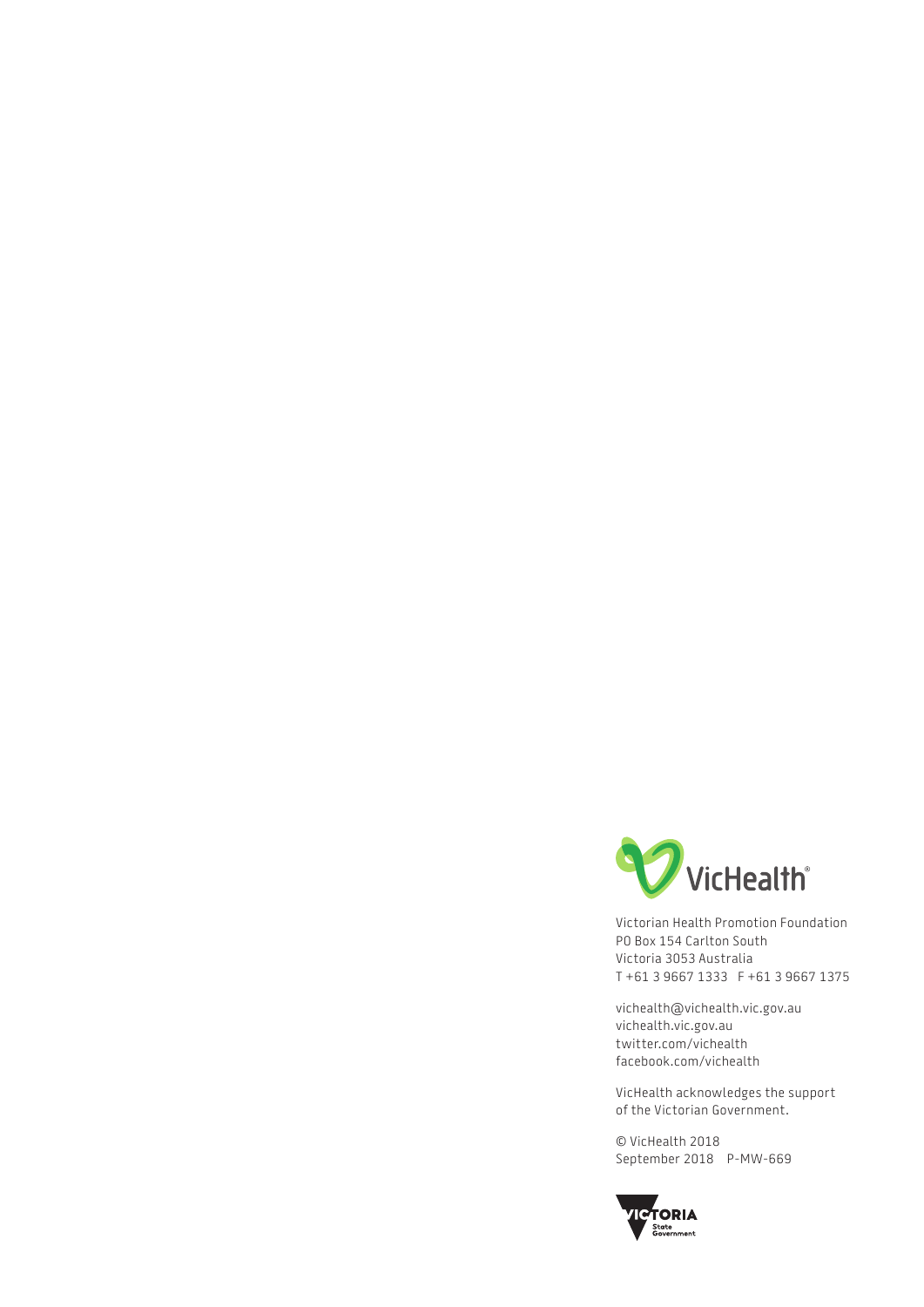VicHealth

Victorian Health Promotion Foundation
PO Box 154 Carlton South
Victoria 3053 Australia
T +61 3 9667 1333 F +61 3 9667 1375

vichealth@vichealth.vic.gov.au
vichealth.vic.gov.au
twitter.com/vichealth
facebook.com/vichealth

VicHealth acknowledges the support of the Victorian Government.

© VicHealth 2018
September 2018 P-MW-669

VICTORIA State Government